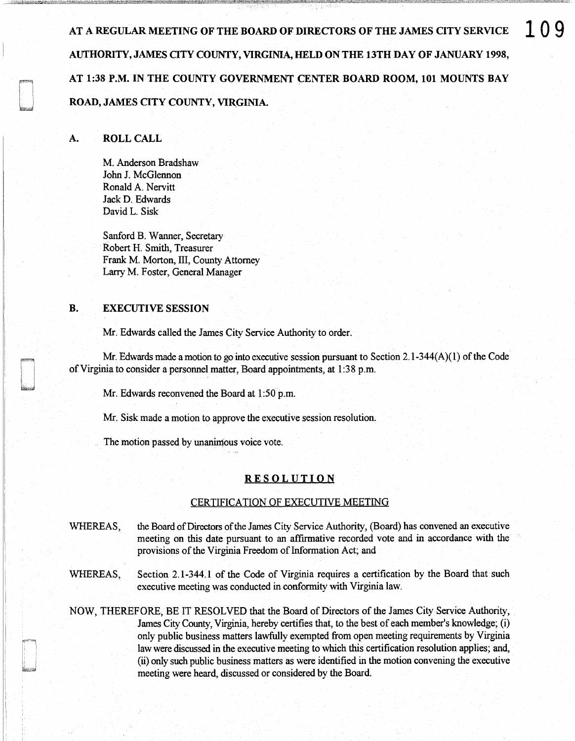AT A REGULAR MEETING OF THE BOARD OF DIRECTORS OF THE JAMES CITY SERVICE AUTHORITY, JAMES CITY COUNTY, VIRGINIA, HELD ON THE 13TH DAY OF JANUARY 1998, AT 1:38 P.M. IN THE COUNTY GOVERNMENT CENTER BOARD ROOM, 101 MOUNTS BAY ROAD, JAMES CITY COUNTY, VIRGINIA.

## A. ROLL CALL

M. Anderson Bradshaw
John J. McGlennon
Ronald A. Nervitt
Jack D. Edwards
David L. Sisk

Sanford B. Wanner, Secretary
Robert H. Smith, Treasurer
Frank M. Morton, III, County Attorney
Larry M. Foster, General Manager

## B. EXECUTIVE SESSION

Mr. Edwards called the James City Service Authority to order.

Mr. Edwards made a motion to go into executive session pursuant to Section 2.1-344(A)(1) of the Code of Virginia to consider a personnel matter, Board appointments, at 1:38 p.m.

Mr. Edwards reconvened the Board at 1:50 p.m.

Mr. Sisk made a motion to approve the executive session resolution.

The motion passed by unanimous voice vote.

**RESOLUTION**

CERTIFICATION OF EXECUTIVE MEETING

WHEREAS, the Board of Directors of the James City Service Authority, (Board) has convened an executive meeting on this date pursuant to an affirmative recorded vote and in accordance with the provisions of the Virginia Freedom of Information Act; and

WHEREAS, Section 2.1-344.1 of the Code of Virginia requires a certification by the Board that such executive meeting was conducted in conformity with Virginia law.

NOW, THEREFORE, BE IT RESOLVED that the Board of Directors of the James City Service Authority, James City County, Virginia, hereby certifies that, to the best of each member's knowledge; (i) only public business matters lawfully exempted from open meeting requirements by Virginia law were discussed in the executive meeting to which this certification resolution applies; and, (ii) only such public business matters as were identified in the motion convening the executive meeting were heard, discussed or considered by the Board.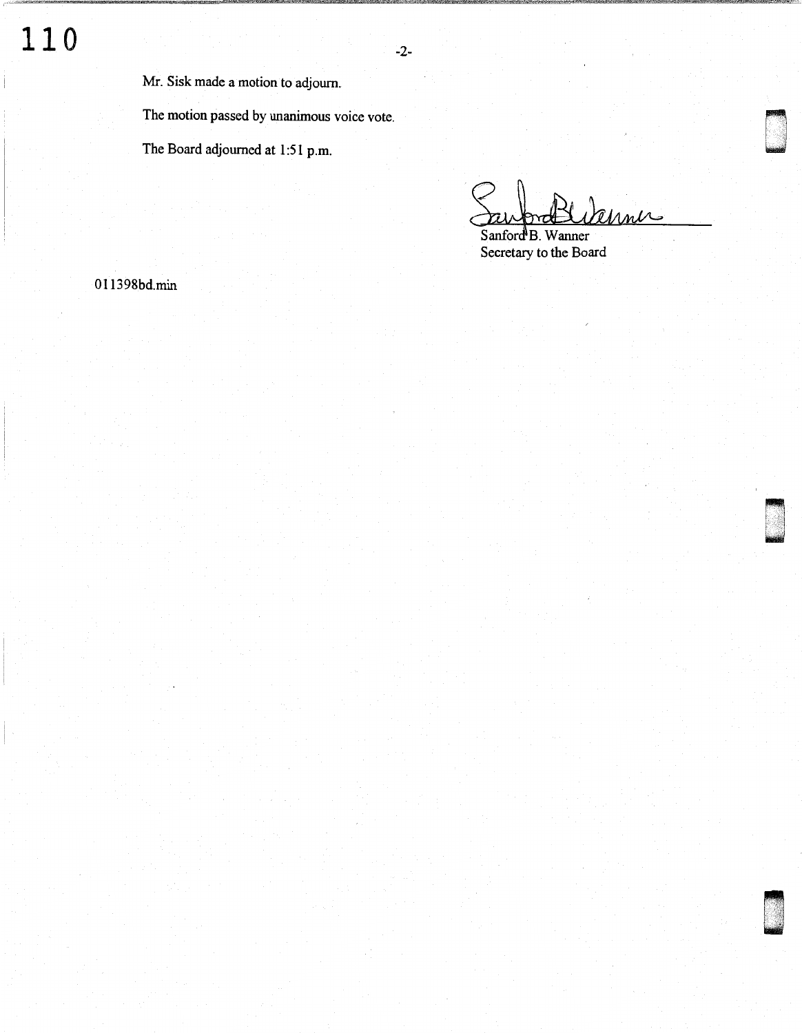Mr. Sisk made a motion to adjourn.

The motion passed by unanimous voice vote.

The Board adjourned at 1:51 p.m.

Sanford B. Wanner
Secretary to the Board

011398bd.min